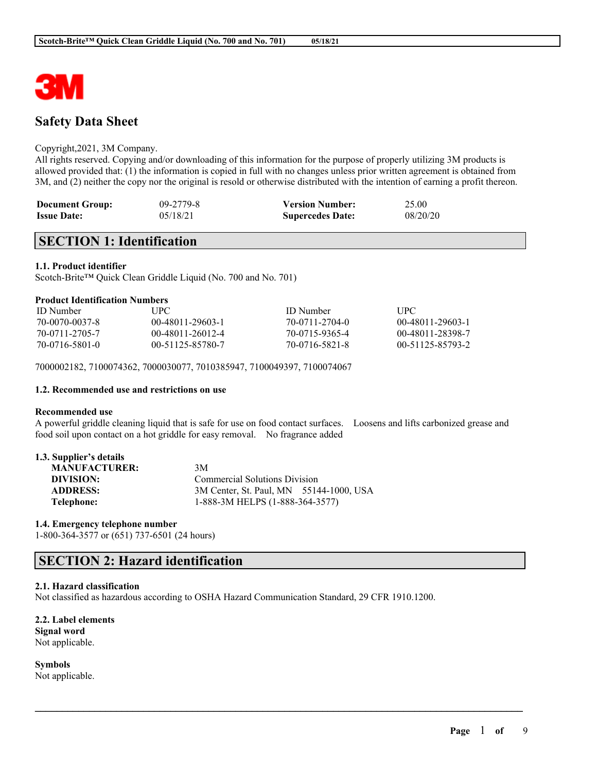# Safety Data Sheet

Copyright,2021, 3M Company.
All rights reserved. Copying and/or downloading of this information for the purpose of properly utilizing 3M products is allowed provided that: (1) the information is copied in full with no changes unless prior written agreement is obtained from 3M, and (2) neither the copy nor the original is resold or otherwise distributed with the intention of earning a profit thereon.

| | | | |
|---|---|---|---|
| **Document Group:** | 09-2779-8 | **Version Number:** | 25.00 |
| **Issue Date:** | 05/18/21 | **Supercedes Date:** | 08/20/20 |

## SECTION 1: Identification

### 1.1. Product identifier

Scotch-Brite™ Quick Clean Griddle Liquid (No. 700 and No. 701)

**Product Identification Numbers**

| ID Number | UPC | ID Number | UPC |
|---|---|---|---|
| 70-0070-0037-8 | 00-48011-29603-1 | 70-0711-2704-0 | 00-48011-29603-1 |
| 70-0711-2705-7 | 00-48011-26012-4 | 70-0715-9365-4 | 00-48011-28398-7 |
| 70-0716-5801-0 | 00-51125-85780-7 | 70-0716-5821-8 | 00-51125-85793-2 |

7000002182, 7100074362, 7000030077, 7010385947, 7100049397, 7100074067

### 1.2. Recommended use and restrictions on use

**Recommended use**

A powerful griddle cleaning liquid that is safe for use on food contact surfaces. Loosens and lifts carbonized grease and food soil upon contact on a hot griddle for easy removal. No fragrance added

### 1.3. Supplier's details

| | |
|---|---|
| **MANUFACTURER:** | 3M |
| **DIVISION:** | Commercial Solutions Division |
| **ADDRESS:** | 3M Center, St. Paul, MN 55144-1000, USA |
| **Telephone:** | 1-888-3M HELPS (1-888-364-3577) |

### 1.4. Emergency telephone number

1-800-364-3577 or (651) 737-6501 (24 hours)

## SECTION 2: Hazard identification

### 2.1. Hazard classification

Not classified as hazardous according to OSHA Hazard Communication Standard, 29 CFR 1910.1200.

### 2.2. Label elements

**Signal word**

Not applicable.

**Symbols**

Not applicable.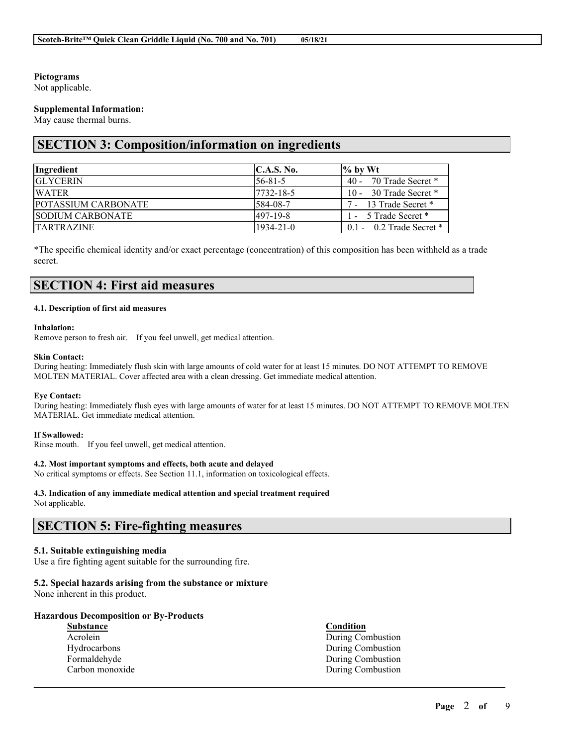**Pictograms**
Not applicable.

**Supplemental Information:**
May cause thermal burns.

## SECTION 3: Composition/information on ingredients

| Ingredient | C.A.S. No. | % by Wt |
|---|---|---|
| GLYCERIN | 56-81-5 | 40 - 70 Trade Secret * |
| WATER | 7732-18-5 | 10 - 30 Trade Secret * |
| POTASSIUM CARBONATE | 584-08-7 | 7 - 13 Trade Secret * |
| SODIUM CARBONATE | 497-19-8 | 1 - 5 Trade Secret * |
| TARTRAZINE | 1934-21-0 | 0.1 - 0.2 Trade Secret * |

*The specific chemical identity and/or exact percentage (concentration) of this composition has been withheld as a trade secret.

## SECTION 4: First aid measures

#### 4.1. Description of first aid measures

**Inhalation:**
Remove person to fresh air. If you feel unwell, get medical attention.

**Skin Contact:**
During heating: Immediately flush skin with large amounts of cold water for at least 15 minutes. DO NOT ATTEMPT TO REMOVE MOLTEN MATERIAL. Cover affected area with a clean dressing. Get immediate medical attention.

**Eye Contact:**
During heating: Immediately flush eyes with large amounts of water for at least 15 minutes. DO NOT ATTEMPT TO REMOVE MOLTEN MATERIAL. Get immediate medical attention.

**If Swallowed:**
Rinse mouth. If you feel unwell, get medical attention.

#### 4.2. Most important symptoms and effects, both acute and delayed

No critical symptoms or effects. See Section 11.1, information on toxicological effects.

#### 4.3. Indication of any immediate medical attention and special treatment required

Not applicable.

## SECTION 5: Fire-fighting measures

### 5.1. Suitable extinguishing media

Use a fire fighting agent suitable for the surrounding fire.

### 5.2. Special hazards arising from the substance or mixture

None inherent in this product.

**Hazardous Decomposition or By-Products**

| Substance | Condition |
|---|---|
| Acrolein | During Combustion |
| Hydrocarbons | During Combustion |
| Formaldehyde | During Combustion |
| Carbon monoxide | During Combustion |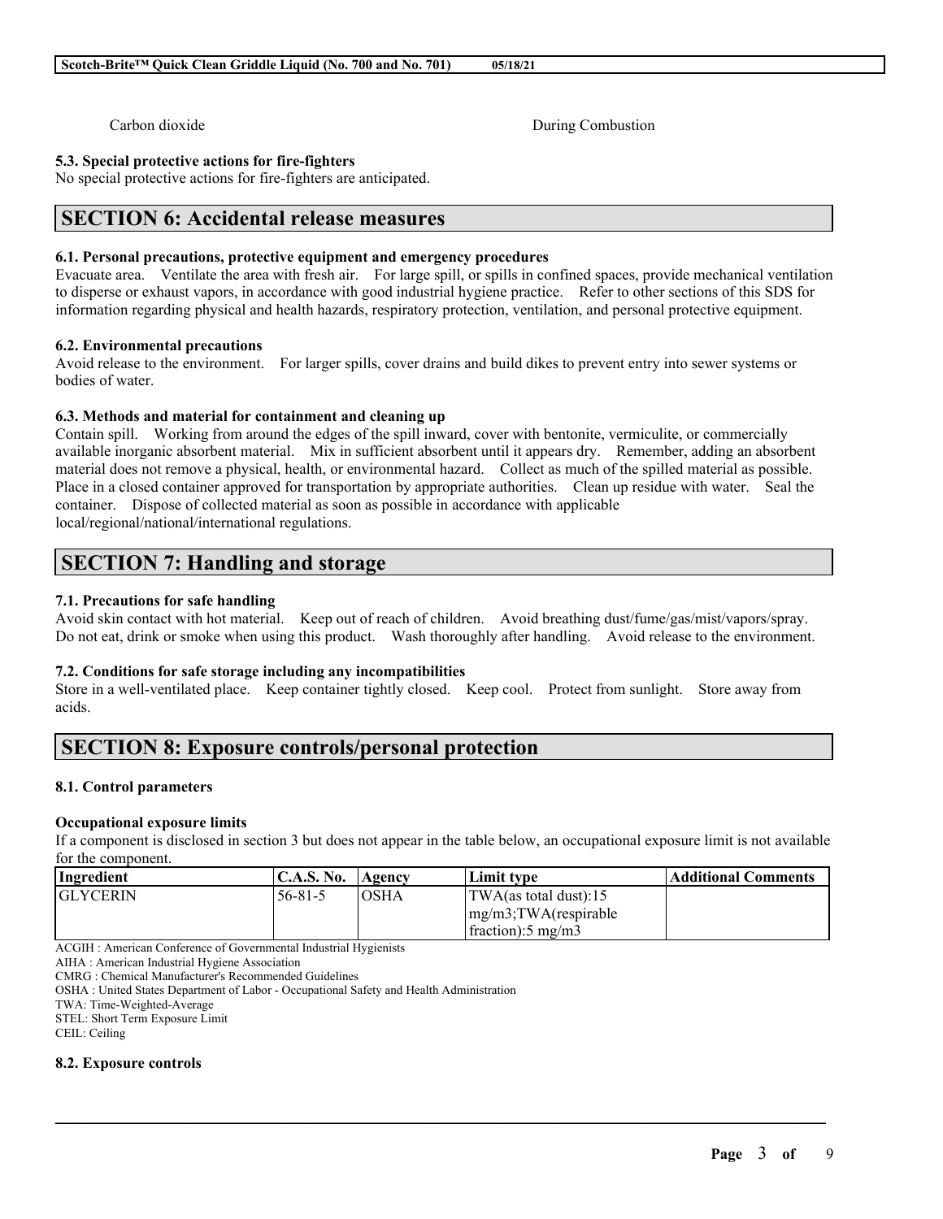| Carbon dioxide | During Combustion |
|---|---|

### 5.3. Special protective actions for fire-fighters

No special protective actions for fire-fighters are anticipated.

## SECTION 6: Accidental release measures

### 6.1. Personal precautions, protective equipment and emergency procedures

Evacuate area. Ventilate the area with fresh air. For large spill, or spills in confined spaces, provide mechanical ventilation to disperse or exhaust vapors, in accordance with good industrial hygiene practice. Refer to other sections of this SDS for information regarding physical and health hazards, respiratory protection, ventilation, and personal protective equipment.

### 6.2. Environmental precautions

Avoid release to the environment. For larger spills, cover drains and build dikes to prevent entry into sewer systems or bodies of water.

### 6.3. Methods and material for containment and cleaning up

Contain spill. Working from around the edges of the spill inward, cover with bentonite, vermiculite, or commercially available inorganic absorbent material. Mix in sufficient absorbent until it appears dry. Remember, adding an absorbent material does not remove a physical, health, or environmental hazard. Collect as much of the spilled material as possible. Place in a closed container approved for transportation by appropriate authorities. Clean up residue with water. Seal the container. Dispose of collected material as soon as possible in accordance with applicable local/regional/national/international regulations.

## SECTION 7: Handling and storage

### 7.1. Precautions for safe handling

Avoid skin contact with hot material. Keep out of reach of children. Avoid breathing dust/fume/gas/mist/vapors/spray. Do not eat, drink or smoke when using this product. Wash thoroughly after handling. Avoid release to the environment.

### 7.2. Conditions for safe storage including any incompatibilities

Store in a well-ventilated place. Keep container tightly closed. Keep cool. Protect from sunlight. Store away from acids.

## SECTION 8: Exposure controls/personal protection

### 8.1. Control parameters

**Occupational exposure limits**

If a component is disclosed in section 3 but does not appear in the table below, an occupational exposure limit is not available for the component.

| Ingredient | C.A.S. No. | Agency | Limit type | Additional Comments |
|---|---|---|---|---|
| GLYCERIN | 56-81-5 | OSHA | TWA(as total dust):15 mg/m3;TWA(respirable fraction):5 mg/m3 | |

ACGIH : American Conference of Governmental Industrial Hygienists
AIHA : American Industrial Hygiene Association
CMRG : Chemical Manufacturer's Recommended Guidelines
OSHA : United States Department of Labor - Occupational Safety and Health Administration
TWA: Time-Weighted-Average
STEL: Short Term Exposure Limit
CEIL: Ceiling

### 8.2. Exposure controls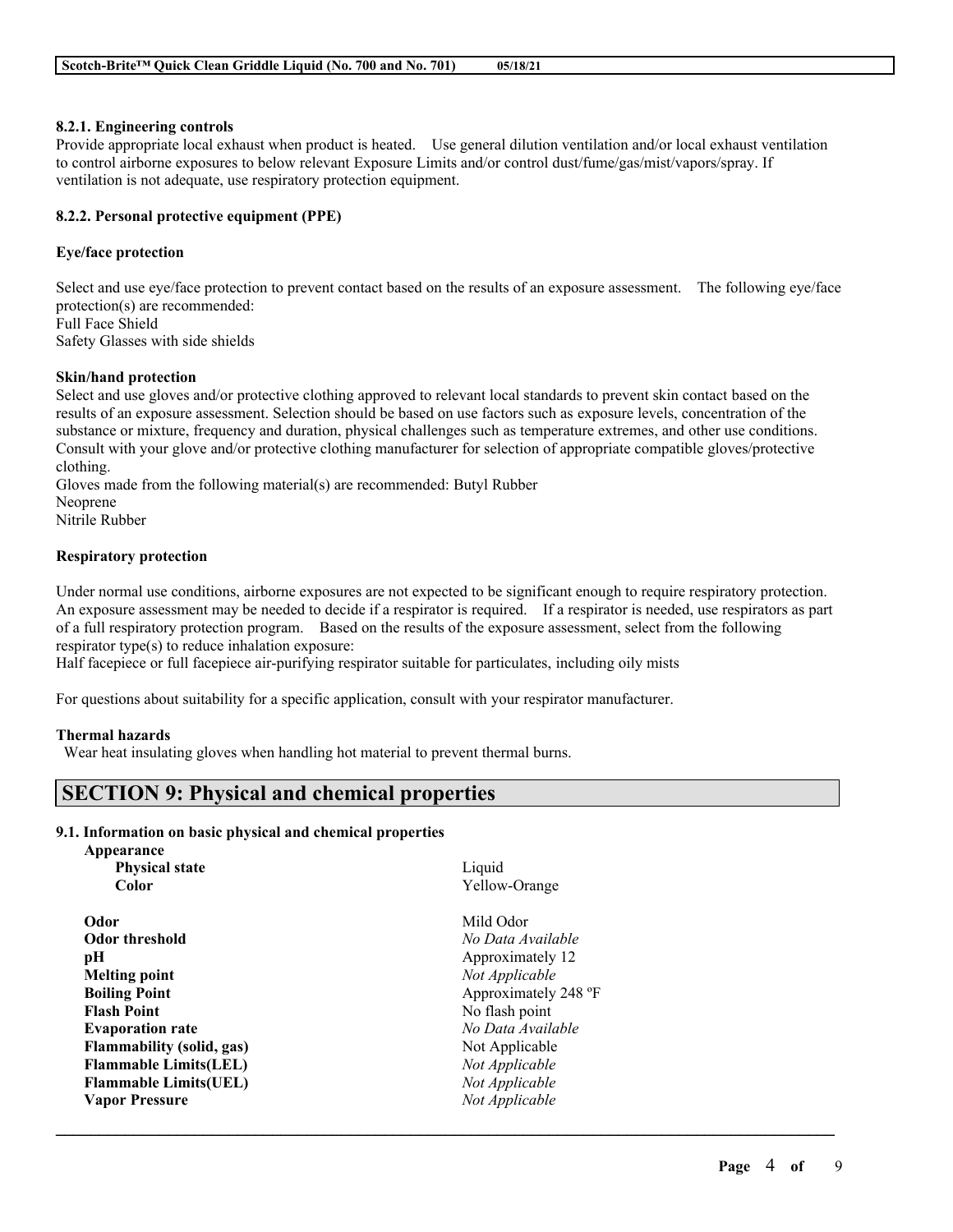**8.2.1. Engineering controls**

Provide appropriate local exhaust when product is heated. Use general dilution ventilation and/or local exhaust ventilation to control airborne exposures to below relevant Exposure Limits and/or control dust/fume/gas/mist/vapors/spray. If ventilation is not adequate, use respiratory protection equipment.

**8.2.2. Personal protective equipment (PPE)**

**Eye/face protection**

Select and use eye/face protection to prevent contact based on the results of an exposure assessment. The following eye/face protection(s) are recommended:
Full Face Shield
Safety Glasses with side shields

**Skin/hand protection**

Select and use gloves and/or protective clothing approved to relevant local standards to prevent skin contact based on the results of an exposure assessment. Selection should be based on use factors such as exposure levels, concentration of the substance or mixture, frequency and duration, physical challenges such as temperature extremes, and other use conditions. Consult with your glove and/or protective clothing manufacturer for selection of appropriate compatible gloves/protective clothing.
Gloves made from the following material(s) are recommended: Butyl Rubber
Neoprene
Nitrile Rubber

**Respiratory protection**

Under normal use conditions, airborne exposures are not expected to be significant enough to require respiratory protection. An exposure assessment may be needed to decide if a respirator is required. If a respirator is needed, use respirators as part of a full respiratory protection program. Based on the results of the exposure assessment, select from the following respirator type(s) to reduce inhalation exposure:
Half facepiece or full facepiece air-purifying respirator suitable for particulates, including oily mists

For questions about suitability for a specific application, consult with your respirator manufacturer.

**Thermal hazards**

Wear heat insulating gloves when handling hot material to prevent thermal burns.

## SECTION 9: Physical and chemical properties

**9.1. Information on basic physical and chemical properties**

| | |
|---|---|
| **Appearance** | |
| **Physical state** | Liquid |
| **Color** | Yellow-Orange |
| **Odor** | Mild Odor |
| **Odor threshold** | *No Data Available* |
| **pH** | Approximately 12 |
| **Melting point** | *Not Applicable* |
| **Boiling Point** | Approximately 248 ºF |
| **Flash Point** | No flash point |
| **Evaporation rate** | *No Data Available* |
| **Flammability (solid, gas)** | Not Applicable |
| **Flammable Limits(LEL)** | *Not Applicable* |
| **Flammable Limits(UEL)** | *Not Applicable* |
| **Vapor Pressure** | *Not Applicable* |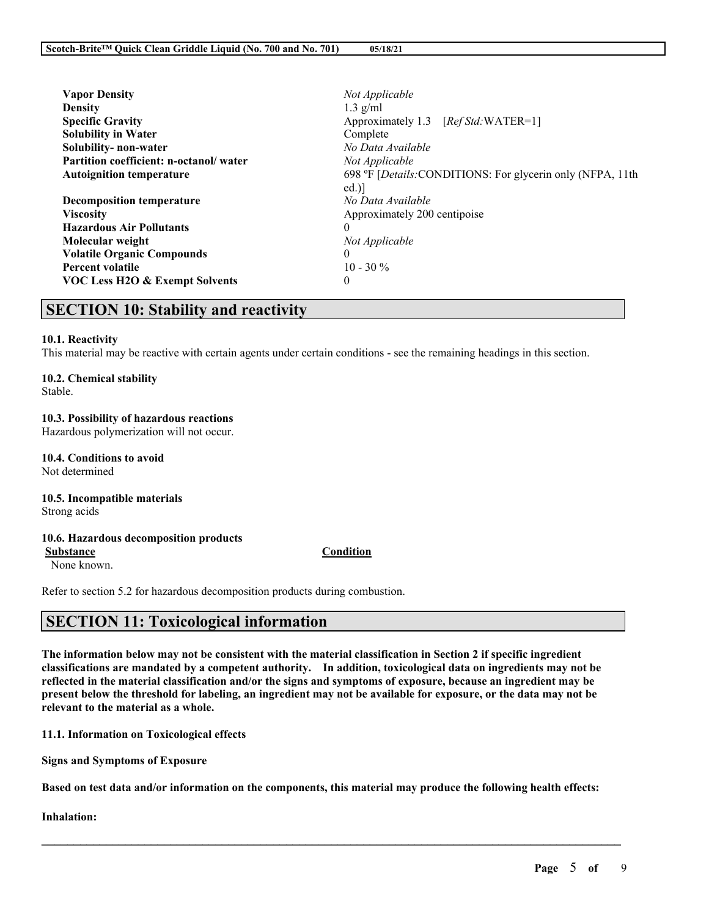| | |
|---|---|
| **Vapor Density** | *Not Applicable* |
| **Density** | 1.3 g/ml |
| **Specific Gravity** | Approximately 1.3 [*Ref Std:*WATER=1] |
| **Solubility in Water** | Complete |
| **Solubility- non-water** | *No Data Available* |
| **Partition coefficient: n-octanol/ water** | *Not Applicable* |
| **Autoignition temperature** | 698 ºF [*Details:*CONDITIONS: For glycerin only (NFPA, 11th ed.)] |
| **Decomposition temperature** | *No Data Available* |
| **Viscosity** | Approximately 200 centipoise |
| **Hazardous Air Pollutants** | 0 |
| **Molecular weight** | *Not Applicable* |
| **Volatile Organic Compounds** | 0 |
| **Percent volatile** | 10 - 30 % |
| **VOC Less H2O & Exempt Solvents** | 0 |

## SECTION 10: Stability and reactivity

**10.1. Reactivity**
This material may be reactive with certain agents under certain conditions - see the remaining headings in this section.

**10.2. Chemical stability**
Stable.

**10.3. Possibility of hazardous reactions**
Hazardous polymerization will not occur.

**10.4. Conditions to avoid**
Not determined

**10.5. Incompatible materials**
Strong acids

**10.6. Hazardous decomposition products**

| Substance | Condition |
|---|---|
| None known. | |

Refer to section 5.2 for hazardous decomposition products during combustion.

## SECTION 11: Toxicological information

**The information below may not be consistent with the material classification in Section 2 if specific ingredient classifications are mandated by a competent authority. In addition, toxicological data on ingredients may not be reflected in the material classification and/or the signs and symptoms of exposure, because an ingredient may be present below the threshold for labeling, an ingredient may not be available for exposure, or the data may not be relevant to the material as a whole.**

**11.1. Information on Toxicological effects**

**Signs and Symptoms of Exposure**

**Based on test data and/or information on the components, this material may produce the following health effects:**

**Inhalation:**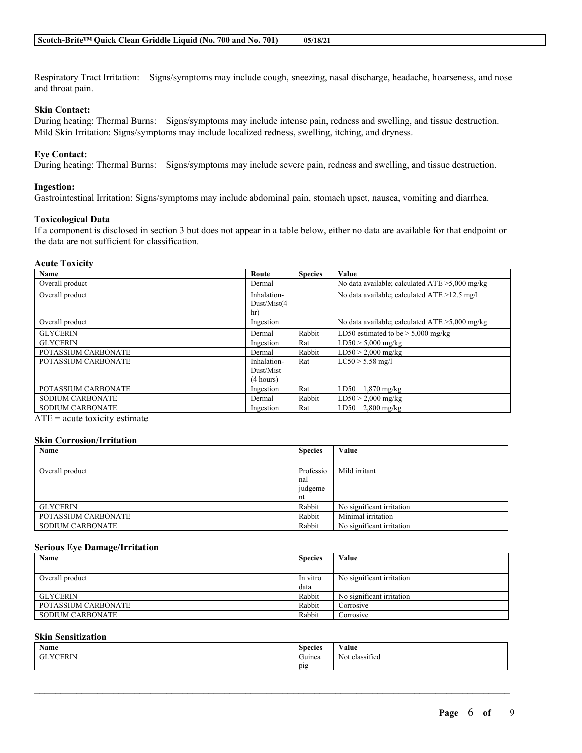Respiratory Tract Irritation: Signs/symptoms may include cough, sneezing, nasal discharge, headache, hoarseness, and nose and throat pain.

**Skin Contact:**
During heating: Thermal Burns: Signs/symptoms may include intense pain, redness and swelling, and tissue destruction.
Mild Skin Irritation: Signs/symptoms may include localized redness, swelling, itching, and dryness.

**Eye Contact:**
During heating: Thermal Burns: Signs/symptoms may include severe pain, redness and swelling, and tissue destruction.

**Ingestion:**
Gastrointestinal Irritation: Signs/symptoms may include abdominal pain, stomach upset, nausea, vomiting and diarrhea.

**Toxicological Data**
If a component is disclosed in section 3 but does not appear in a table below, either no data are available for that endpoint or the data are not sufficient for classification.

**Acute Toxicity**

| Name | Route | Species | Value |
|---|---|---|---|
| Overall product | Dermal | | No data available; calculated ATE >5,000 mg/kg |
| Overall product | Inhalation-Dust/Mist(4 hr) | | No data available; calculated ATE >12.5 mg/l |
| Overall product | Ingestion | | No data available; calculated ATE >5,000 mg/kg |
| GLYCERIN | Dermal | Rabbit | LD50 estimated to be > 5,000 mg/kg |
| GLYCERIN | Ingestion | Rat | LD50 > 5,000 mg/kg |
| POTASSIUM CARBONATE | Dermal | Rabbit | LD50 > 2,000 mg/kg |
| POTASSIUM CARBONATE | Inhalation-Dust/Mist (4 hours) | Rat | LC50 > 5.58 mg/l |
| POTASSIUM CARBONATE | Ingestion | Rat | LD50 1,870 mg/kg |
| SODIUM CARBONATE | Dermal | Rabbit | LD50 > 2,000 mg/kg |
| SODIUM CARBONATE | Ingestion | Rat | LD50 2,800 mg/kg |

ATE = acute toxicity estimate

**Skin Corrosion/Irritation**

| Name | Species | Value |
|---|---|---|
| Overall product | Professional judgement | Mild irritant |
| GLYCERIN | Rabbit | No significant irritation |
| POTASSIUM CARBONATE | Rabbit | Minimal irritation |
| SODIUM CARBONATE | Rabbit | No significant irritation |

**Serious Eye Damage/Irritation**

| Name | Species | Value |
|---|---|---|
| Overall product | In vitro data | No significant irritation |
| GLYCERIN | Rabbit | No significant irritation |
| POTASSIUM CARBONATE | Rabbit | Corrosive |
| SODIUM CARBONATE | Rabbit | Corrosive |

**Skin Sensitization**

| Name | Species | Value |
|---|---|---|
| GLYCERIN | Guinea pig | Not classified |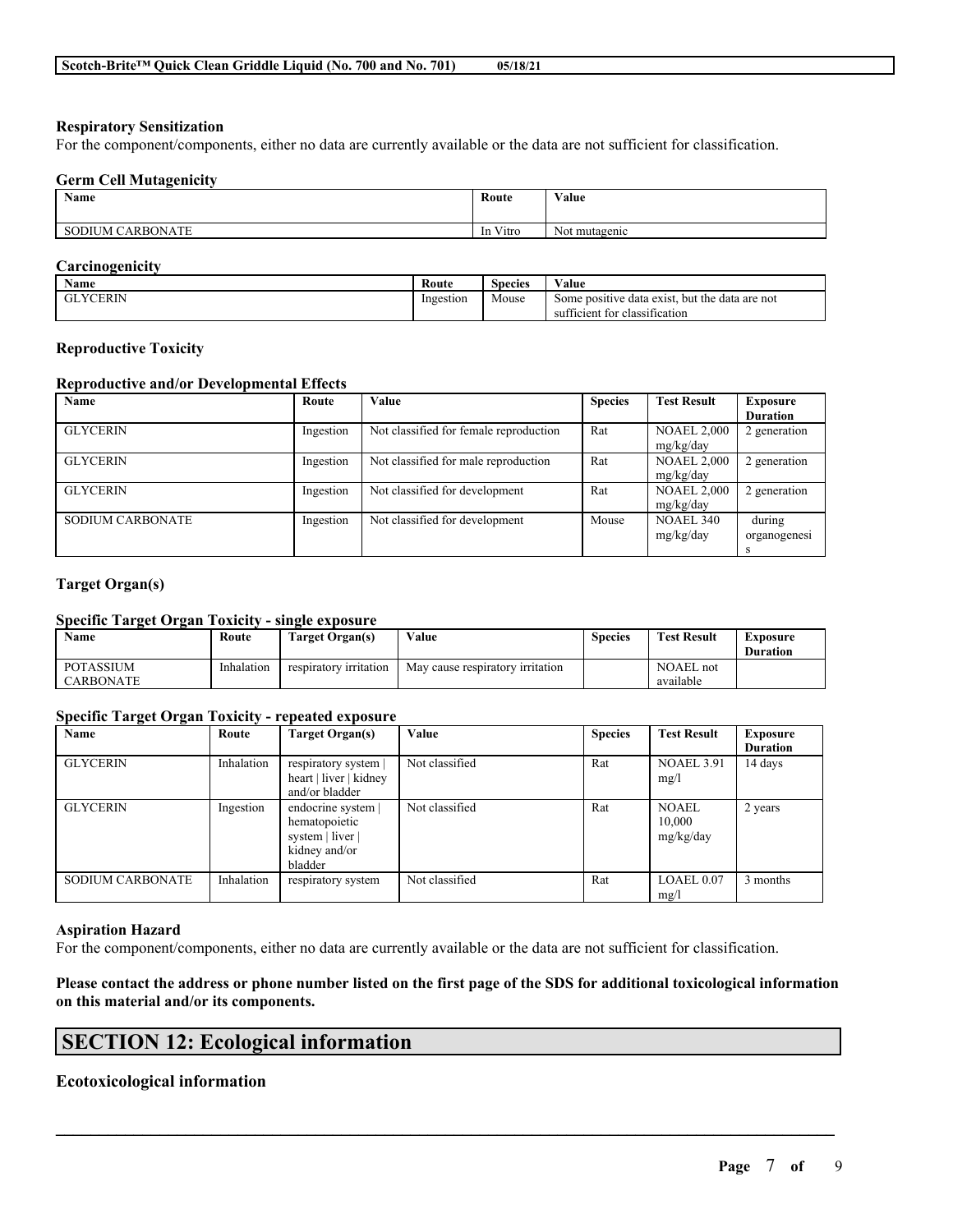### Respiratory Sensitization

For the component/components, either no data are currently available or the data are not sufficient for classification.

### Germ Cell Mutagenicity

| Name | Route | Value |
| --- | --- | --- |
| SODIUM CARBONATE | In Vitro | Not mutagenic |

### Carcinogenicity

| Name | Route | Species | Value |
| --- | --- | --- | --- |
| GLYCERIN | Ingestion | Mouse | Some positive data exist, but the data are not sufficient for classification |

### Reproductive Toxicity

#### Reproductive and/or Developmental Effects

| Name | Route | Value | Species | Test Result | Exposure Duration |
| --- | --- | --- | --- | --- | --- |
| GLYCERIN | Ingestion | Not classified for female reproduction | Rat | NOAEL 2,000 mg/kg/day | 2 generation |
| GLYCERIN | Ingestion | Not classified for male reproduction | Rat | NOAEL 2,000 mg/kg/day | 2 generation |
| GLYCERIN | Ingestion | Not classified for development | Rat | NOAEL 2,000 mg/kg/day | 2 generation |
| SODIUM CARBONATE | Ingestion | Not classified for development | Mouse | NOAEL 340 mg/kg/day | during organogenesis |

### Target Organ(s)

#### Specific Target Organ Toxicity - single exposure

| Name | Route | Target Organ(s) | Value | Species | Test Result | Exposure Duration |
| --- | --- | --- | --- | --- | --- | --- |
| POTASSIUM CARBONATE | Inhalation | respiratory irritation | May cause respiratory irritation | | NOAEL not available | |

#### Specific Target Organ Toxicity - repeated exposure

| Name | Route | Target Organ(s) | Value | Species | Test Result | Exposure Duration |
| --- | --- | --- | --- | --- | --- | --- |
| GLYCERIN | Inhalation | respiratory system \| heart \| liver \| kidney and/or bladder | Not classified | Rat | NOAEL 3.91 mg/l | 14 days |
| GLYCERIN | Ingestion | endocrine system \| hematopoietic system \| liver \| kidney and/or bladder | Not classified | Rat | NOAEL 10,000 mg/kg/day | 2 years |
| SODIUM CARBONATE | Inhalation | respiratory system | Not classified | Rat | LOAEL 0.07 mg/l | 3 months |

### Aspiration Hazard

For the component/components, either no data are currently available or the data are not sufficient for classification.

**Please contact the address or phone number listed on the first page of the SDS for additional toxicological information on this material and/or its components.**

## SECTION 12: Ecological information

### Ecotoxicological information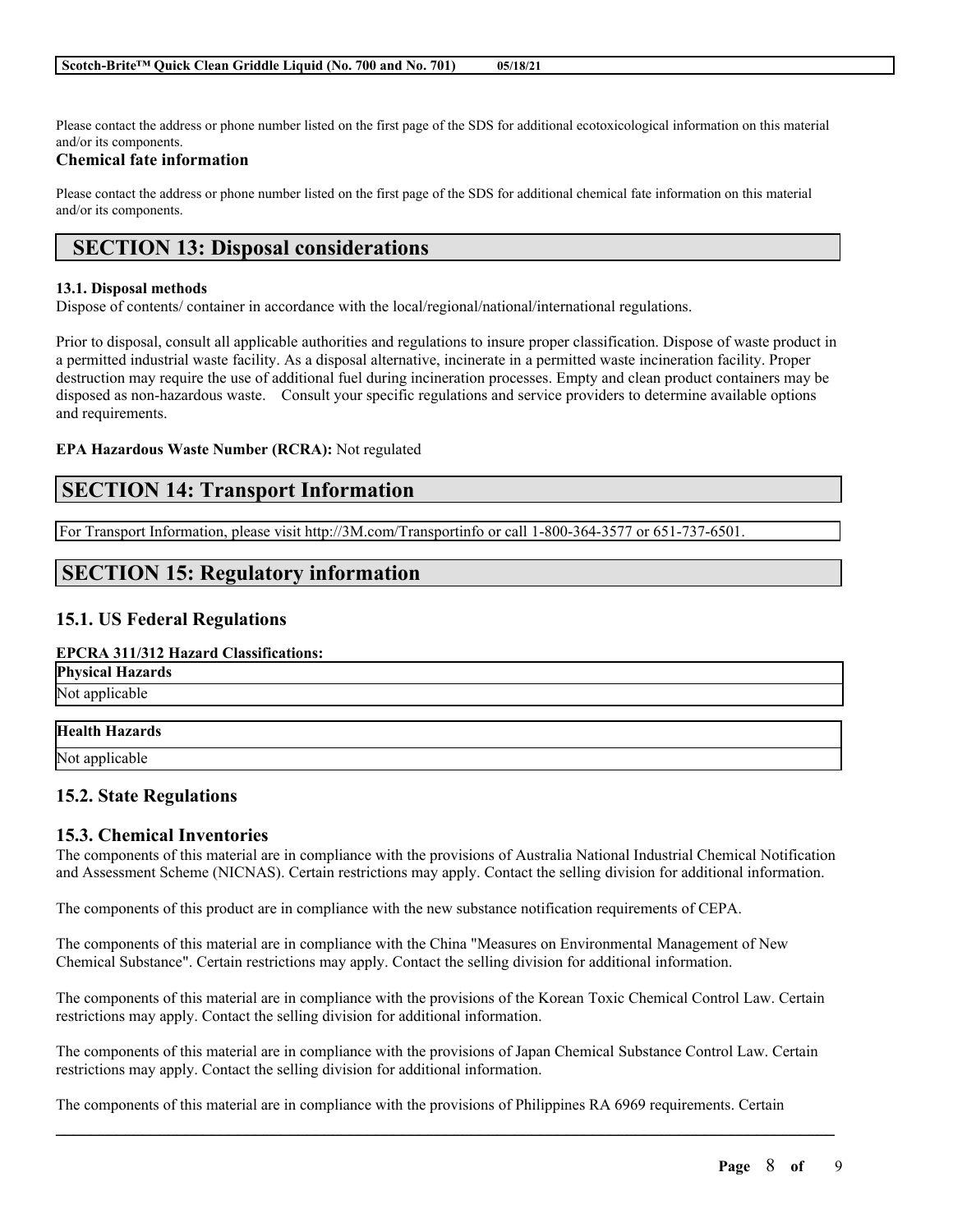Please contact the address or phone number listed on the first page of the SDS for additional ecotoxicological information on this material and/or its components.

### Chemical fate information

Please contact the address or phone number listed on the first page of the SDS for additional chemical fate information on this material and/or its components.

## SECTION 13: Disposal considerations

**13.1. Disposal methods**

Dispose of contents/ container in accordance with the local/regional/national/international regulations.

Prior to disposal, consult all applicable authorities and regulations to insure proper classification. Dispose of waste product in a permitted industrial waste facility. As a disposal alternative, incinerate in a permitted waste incineration facility. Proper destruction may require the use of additional fuel during incineration processes. Empty and clean product containers may be disposed as non-hazardous waste. Consult your specific regulations and service providers to determine available options and requirements.

**EPA Hazardous Waste Number (RCRA):** Not regulated

## SECTION 14: Transport Information

For Transport Information, please visit http://3M.com/Transportinfo or call 1-800-364-3577 or 651-737-6501.

## SECTION 15: Regulatory information

### 15.1. US Federal Regulations

**EPCRA 311/312 Hazard Classifications:**

| Physical Hazards |
| --- |
| Not applicable |

| Health Hazards |
| --- |
| Not applicable |

### 15.2. State Regulations

### 15.3. Chemical Inventories

The components of this material are in compliance with the provisions of Australia National Industrial Chemical Notification and Assessment Scheme (NICNAS). Certain restrictions may apply. Contact the selling division for additional information.

The components of this product are in compliance with the new substance notification requirements of CEPA.

The components of this material are in compliance with the China "Measures on Environmental Management of New Chemical Substance". Certain restrictions may apply. Contact the selling division for additional information.

The components of this material are in compliance with the provisions of the Korean Toxic Chemical Control Law. Certain restrictions may apply. Contact the selling division for additional information.

The components of this material are in compliance with the provisions of Japan Chemical Substance Control Law. Certain restrictions may apply. Contact the selling division for additional information.

The components of this material are in compliance with the provisions of Philippines RA 6969 requirements. Certain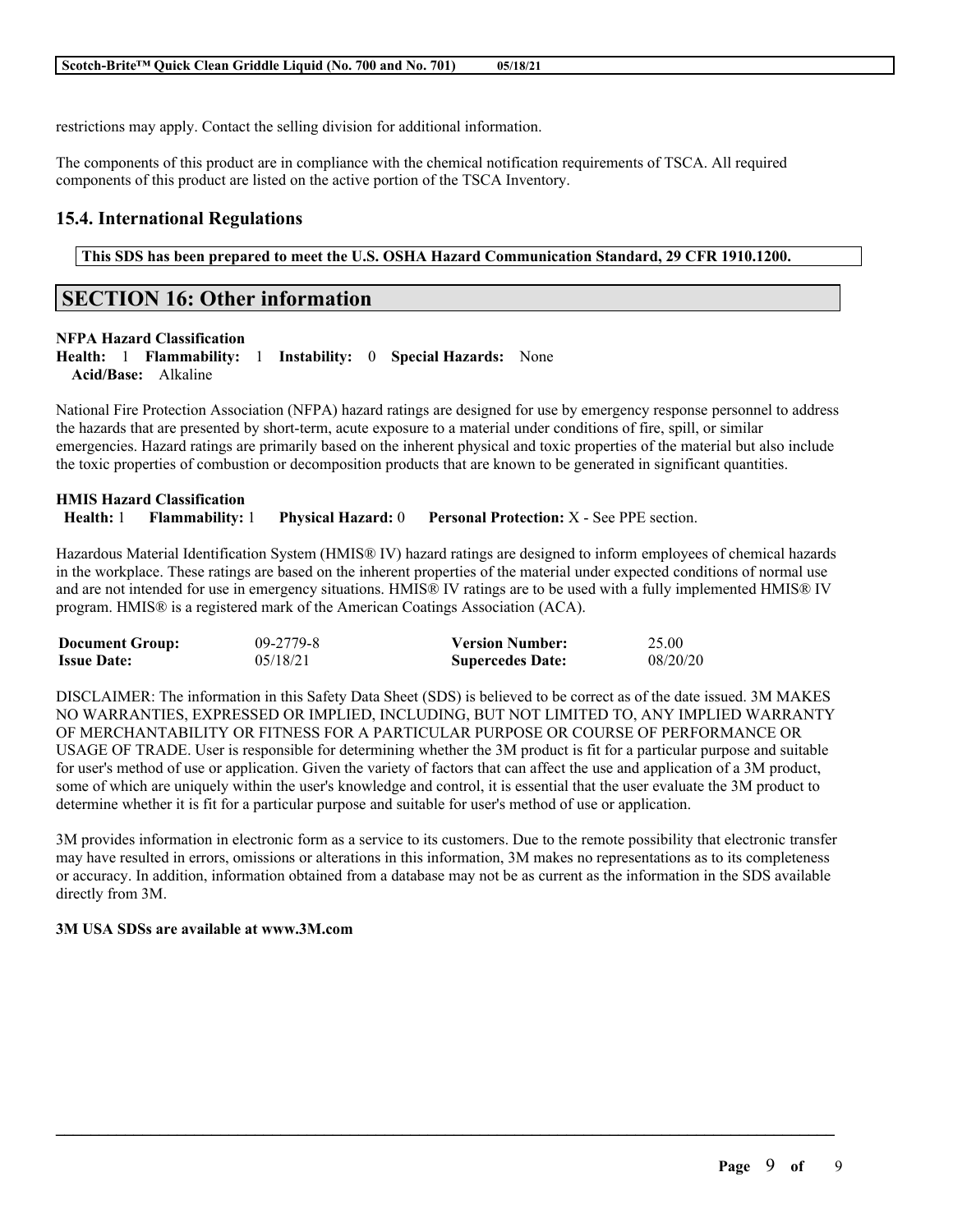restrictions may apply. Contact the selling division for additional information.

The components of this product are in compliance with the chemical notification requirements of TSCA. All required components of this product are listed on the active portion of the TSCA Inventory.

### 15.4. International Regulations

**This SDS has been prepared to meet the U.S. OSHA Hazard Communication Standard, 29 CFR 1910.1200.**

## SECTION 16: Other information

**NFPA Hazard Classification**
**Health:** 1 **Flammability:** 1 **Instability:** 0 **Special Hazards:** None
**Acid/Base:** Alkaline

National Fire Protection Association (NFPA) hazard ratings are designed for use by emergency response personnel to address the hazards that are presented by short-term, acute exposure to a material under conditions of fire, spill, or similar emergencies. Hazard ratings are primarily based on the inherent physical and toxic properties of the material but also include the toxic properties of combustion or decomposition products that are known to be generated in significant quantities.

**HMIS Hazard Classification**
**Health:** 1 **Flammability:** 1 **Physical Hazard:** 0 **Personal Protection:** X - See PPE section.

Hazardous Material Identification System (HMIS® IV) hazard ratings are designed to inform employees of chemical hazards in the workplace. These ratings are based on the inherent properties of the material under expected conditions of normal use and are not intended for use in emergency situations. HMIS® IV ratings are to be used with a fully implemented HMIS® IV program. HMIS® is a registered mark of the American Coatings Association (ACA).

| | | | |
|---|---|---|---|
| **Document Group:** | 09-2779-8 | **Version Number:** | 25.00 |
| **Issue Date:** | 05/18/21 | **Supercedes Date:** | 08/20/20 |

DISCLAIMER: The information in this Safety Data Sheet (SDS) is believed to be correct as of the date issued. 3M MAKES NO WARRANTIES, EXPRESSED OR IMPLIED, INCLUDING, BUT NOT LIMITED TO, ANY IMPLIED WARRANTY OF MERCHANTABILITY OR FITNESS FOR A PARTICULAR PURPOSE OR COURSE OF PERFORMANCE OR USAGE OF TRADE. User is responsible for determining whether the 3M product is fit for a particular purpose and suitable for user's method of use or application. Given the variety of factors that can affect the use and application of a 3M product, some of which are uniquely within the user's knowledge and control, it is essential that the user evaluate the 3M product to determine whether it is fit for a particular purpose and suitable for user's method of use or application.

3M provides information in electronic form as a service to its customers. Due to the remote possibility that electronic transfer may have resulted in errors, omissions or alterations in this information, 3M makes no representations as to its completeness or accuracy. In addition, information obtained from a database may not be as current as the information in the SDS available directly from 3M.

**3M USA SDSs are available at www.3M.com**